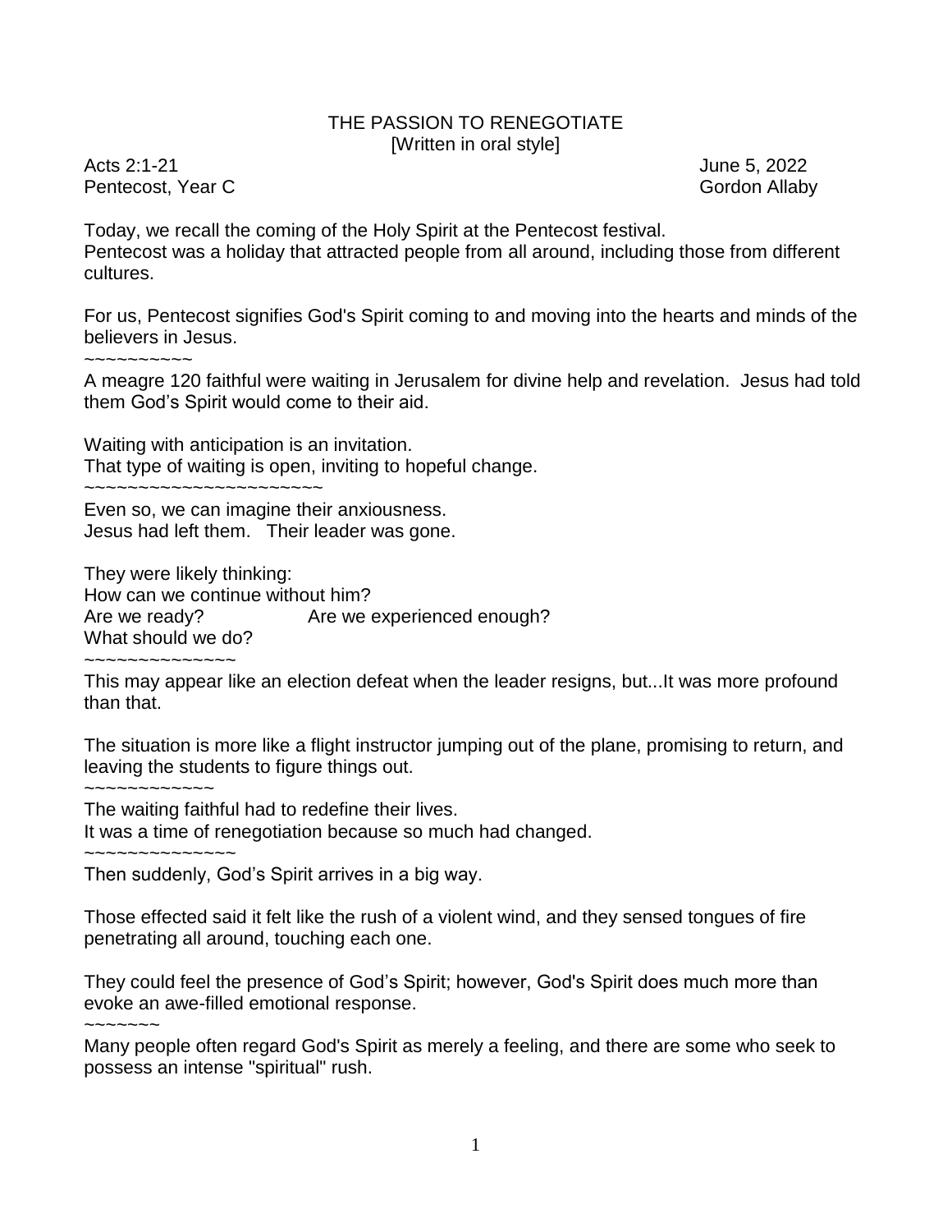# THE PASSION TO RENEGOTIATE

[Written in oral style]

Acts 2:1-21 June 5, 2022
Pentecost, Year C Gordon Allaby

Today, we recall the coming of the Holy Spirit at the Pentecost festival.
Pentecost was a holiday that attracted people from all around, including those from different cultures.

For us, Pentecost signifies God's Spirit coming to and moving into the hearts and minds of the believers in Jesus.

~~~~~~~~~~

A meagre 120 faithful were waiting in Jerusalem for divine help and revelation. Jesus had told them God's Spirit would come to their aid.

Waiting with anticipation is an invitation.
That type of waiting is open, inviting to hopeful change.

~~~~~~~~~~~~~~~~~~~~~~~

Even so, we can imagine their anxiousness.
Jesus had left them. Their leader was gone.

They were likely thinking:
How can we continue without him?
Are we ready? Are we experienced enough?
What should we do?

~~~~~~~~~~~~~~~

This may appear like an election defeat when the leader resigns, but...It was more profound than that.

The situation is more like a flight instructor jumping out of the plane, promising to return, and leaving the students to figure things out.

~~~~~~~~~~~~~

The waiting faithful had to redefine their lives.
It was a time of renegotiation because so much had changed.

~~~~~~~~~~~~~~~

Then suddenly, God's Spirit arrives in a big way.

Those effected said it felt like the rush of a violent wind, and they sensed tongues of fire penetrating all around, touching each one.

They could feel the presence of God's Spirit; however, God's Spirit does much more than evoke an awe-filled emotional response.

~~~~~~~

Many people often regard God's Spirit as merely a feeling, and there are some who seek to possess an intense "spiritual" rush.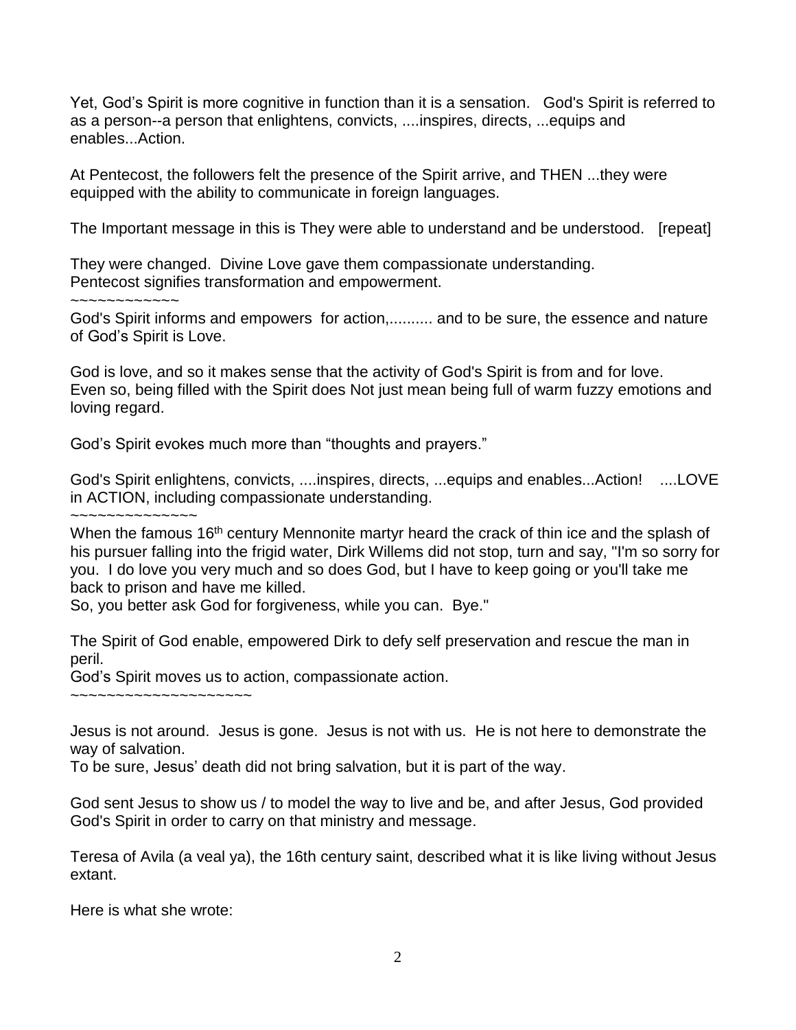Yet, God's Spirit is more cognitive in function than it is a sensation. God's Spirit is referred to as a person--a person that enlightens, convicts, ....inspires, directs, ...equips and enables...Action.

At Pentecost, the followers felt the presence of the Spirit arrive, and THEN ...they were equipped with the ability to communicate in foreign languages.

The Important message in this is They were able to understand and be understood. [repeat]

They were changed. Divine Love gave them compassionate understanding.
Pentecost signifies transformation and empowerment.

~~~~~~~~~~~~~

God's Spirit informs and empowers for action,.......... and to be sure, the essence and nature of God's Spirit is Love.

God is love, and so it makes sense that the activity of God's Spirit is from and for love.
Even so, being filled with the Spirit does Not just mean being full of warm fuzzy emotions and loving regard.

God's Spirit evokes much more than "thoughts and prayers."

God's Spirit enlightens, convicts, ....inspires, directs, ...equips and enables...Action! ....LOVE in ACTION, including compassionate understanding.

~~~~~~~~~~~~~~~

When the famous 16th century Mennonite martyr heard the crack of thin ice and the splash of his pursuer falling into the frigid water, Dirk Willems did not stop, turn and say, "I'm so sorry for you. I do love you very much and so does God, but I have to keep going or you'll take me back to prison and have me killed.
So, you better ask God for forgiveness, while you can. Bye."

The Spirit of God enable, empowered Dirk to defy self preservation and rescue the man in peril.
God's Spirit moves us to action, compassionate action.

~~~~~~~~~~~~~~~~~~~~

Jesus is not around. Jesus is gone. Jesus is not with us. He is not here to demonstrate the way of salvation.
To be sure, Jesus' death did not bring salvation, but it is part of the way.

God sent Jesus to show us / to model the way to live and be, and after Jesus, God provided God's Spirit in order to carry on that ministry and message.

Teresa of Avila (a veal ya), the 16th century saint, described what it is like living without Jesus extant.

Here is what she wrote: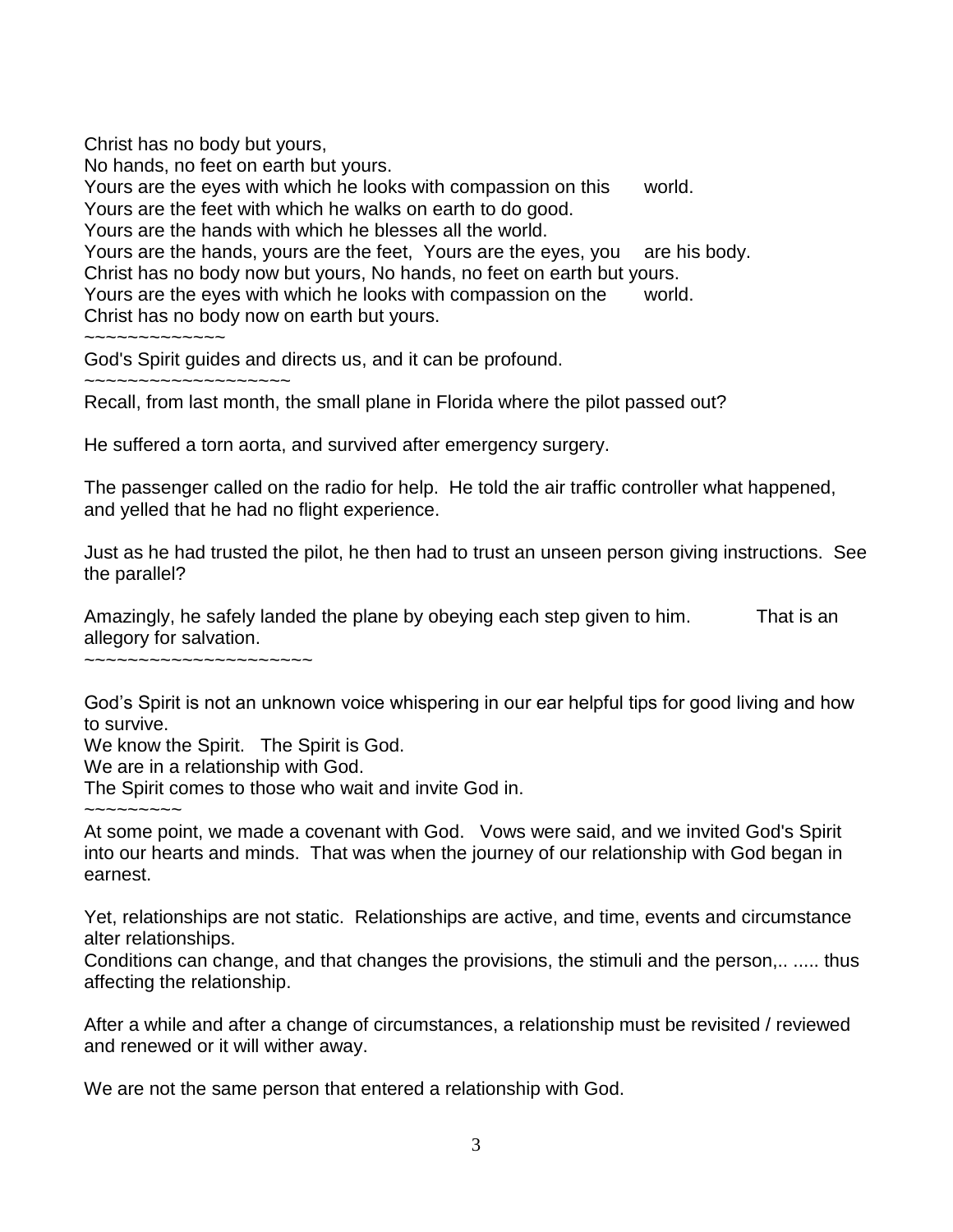Christ has no body but yours,  
No hands, no feet on earth but yours.  
Yours are the eyes with which he looks with compassion on this world.  
Yours are the feet with which he walks on earth to do good.  
Yours are the hands with which he blesses all the world.  
Yours are the hands, yours are the feet, Yours are the eyes, you are his body.  
Christ has no body now but yours, No hands, no feet on earth but yours.  
Yours are the eyes with which he looks with compassion on the world.  
Christ has no body now on earth but yours.

~~~~~~~~~~~~~

God's Spirit guides and directs us, and it can be profound.

~~~~~~~~~~~~~~~~~~~

Recall, from last month, the small plane in Florida where the pilot passed out?

He suffered a torn aorta, and survived after emergency surgery.

The passenger called on the radio for help. He told the air traffic controller what happened, and yelled that he had no flight experience.

Just as he had trusted the pilot, he then had to trust an unseen person giving instructions. See the parallel?

Amazingly, he safely landed the plane by obeying each step given to him. That is an allegory for salvation.

~~~~~~~~~~~~~~~~~~~~~

God's Spirit is not an unknown voice whispering in our ear helpful tips for good living and how to survive.  
We know the Spirit. The Spirit is God.  
We are in a relationship with God.  
The Spirit comes to those who wait and invite God in.

~~~~~~~~~

At some point, we made a covenant with God. Vows were said, and we invited God's Spirit into our hearts and minds. That was when the journey of our relationship with God began in earnest.

Yet, relationships are not static. Relationships are active, and time, events and circumstance alter relationships.  
Conditions can change, and that changes the provisions, the stimuli and the person,.. ..... thus affecting the relationship.

After a while and after a change of circumstances, a relationship must be revisited / reviewed and renewed or it will wither away.

We are not the same person that entered a relationship with God.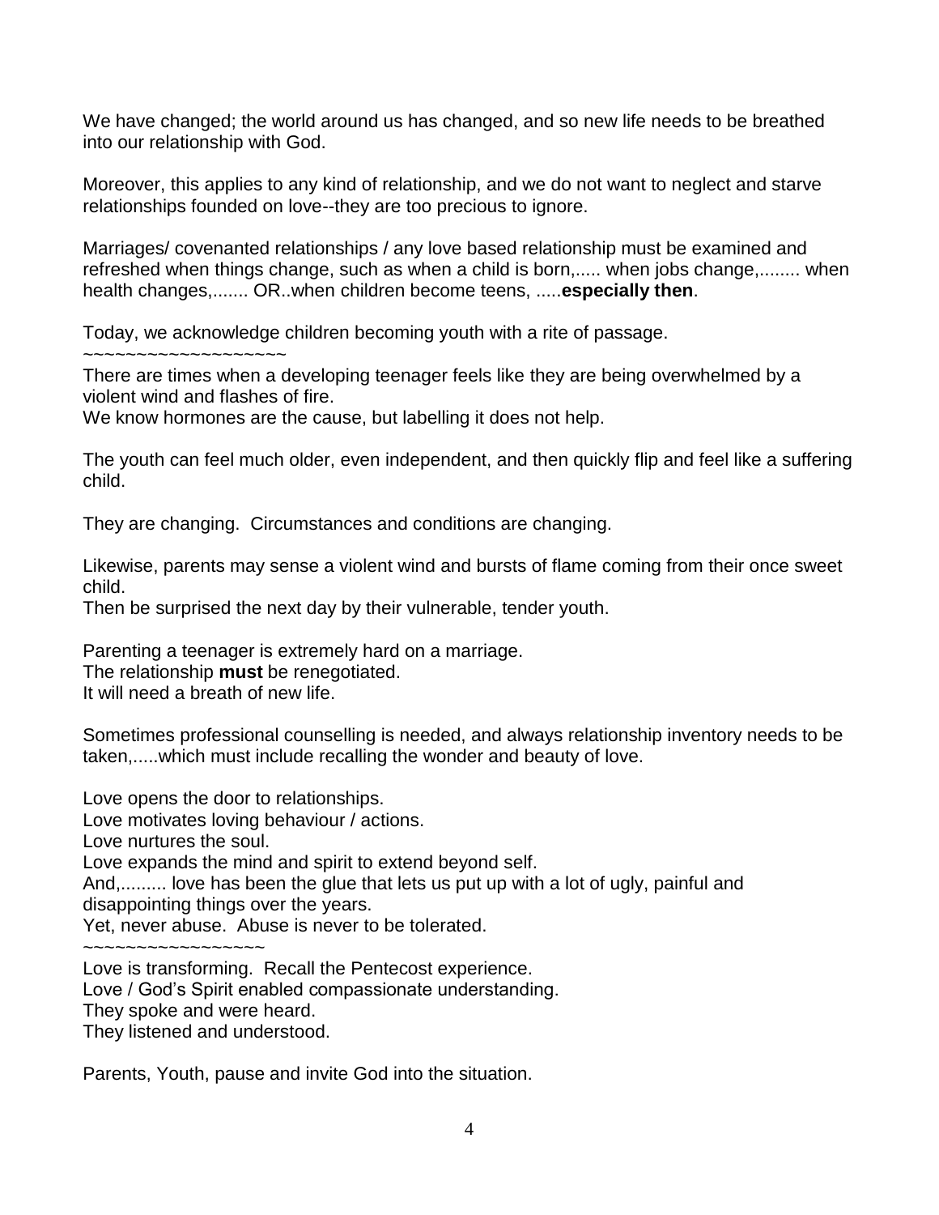We have changed; the world around us has changed, and so new life needs to be breathed into our relationship with God.

Moreover, this applies to any kind of relationship, and we do not want to neglect and starve relationships founded on love--they are too precious to ignore.

Marriages/ covenanted relationships / any love based relationship must be examined and refreshed when things change, such as when a child is born,..... when jobs change,........ when health changes,....... OR..when children become teens, .....**especially then**.

Today, we acknowledge children becoming youth with a rite of passage.

~~~~~~~~~~~~~~~~~~~

There are times when a developing teenager feels like they are being overwhelmed by a violent wind and flashes of fire.
We know hormones are the cause, but labelling it does not help.

The youth can feel much older, even independent, and then quickly flip and feel like a suffering child.

They are changing. Circumstances and conditions are changing.

Likewise, parents may sense a violent wind and bursts of flame coming from their once sweet child.
Then be surprised the next day by their vulnerable, tender youth.

Parenting a teenager is extremely hard on a marriage.
The relationship **must** be renegotiated.
It will need a breath of new life.

Sometimes professional counselling is needed, and always relationship inventory needs to be taken,.....which must include recalling the wonder and beauty of love.

Love opens the door to relationships.
Love motivates loving behaviour / actions.
Love nurtures the soul.
Love expands the mind and spirit to extend beyond self.
And,......... love has been the glue that lets us put up with a lot of ugly, painful and disappointing things over the years.
Yet, never abuse. Abuse is never to be tolerated.

~~~~~~~~~~~~~~~~~

Love is transforming. Recall the Pentecost experience.
Love / God's Spirit enabled compassionate understanding.
They spoke and were heard.
They listened and understood.

Parents, Youth, pause and invite God into the situation.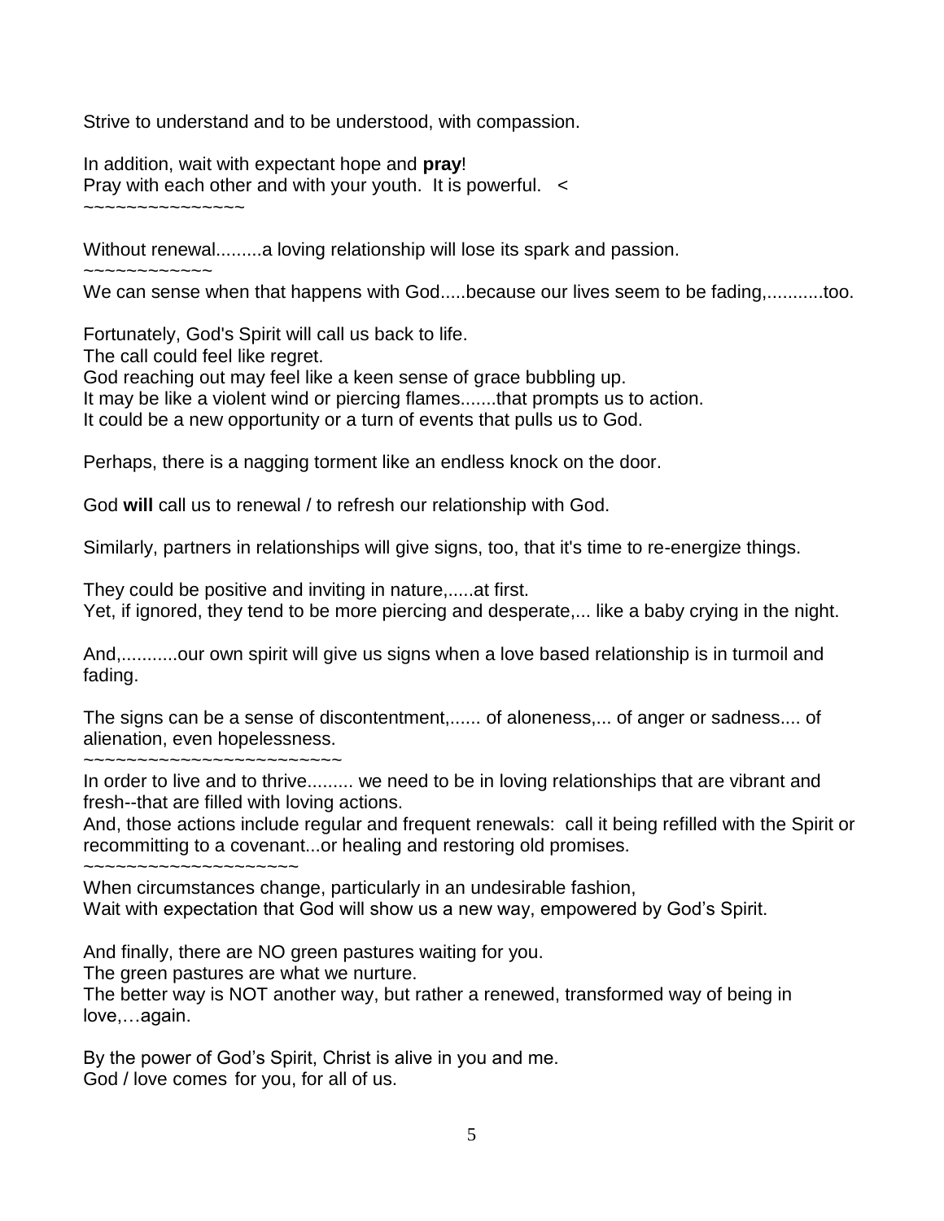Strive to understand and to be understood, with compassion.

In addition, wait with expectant hope and **pray**!
Pray with each other and with your youth. It is powerful. <
~~~~~~~~~~~~~~~~

Without renewal.........a loving relationship will lose its spark and passion.
~~~~~~~~~~~~~
We can sense when that happens with God.....because our lives seem to be fading,...........too.

Fortunately, God's Spirit will call us back to life.
The call could feel like regret.
God reaching out may feel like a keen sense of grace bubbling up.
It may be like a violent wind or piercing flames.......that prompts us to action.
It could be a new opportunity or a turn of events that pulls us to God.

Perhaps, there is a nagging torment like an endless knock on the door.

God **will** call us to renewal / to refresh our relationship with God.

Similarly, partners in relationships will give signs, too, that it's time to re-energize things.

They could be positive and inviting in nature,.....at first.
Yet, if ignored, they tend to be more piercing and desperate,... like a baby crying in the night.

And,...........our own spirit will give us signs when a love based relationship is in turmoil and fading.

The signs can be a sense of discontentment,...... of aloneness,... of anger or sadness.... of alienation, even hopelessness.
~~~~~~~~~~~~~~~~~~~~~~~~~
In order to live and to thrive......... we need to be in loving relationships that are vibrant and fresh--that are filled with loving actions.
And, those actions include regular and frequent renewals: call it being refilled with the Spirit or recommitting to a covenant...or healing and restoring old promises.
~~~~~~~~~~~~~~~~~~~~
When circumstances change, particularly in an undesirable fashion,
Wait with expectation that God will show us a new way, empowered by God's Spirit.

And finally, there are NO green pastures waiting for you.
The green pastures are what we nurture.
The better way is NOT another way, but rather a renewed, transformed way of being in love,…again.

By the power of God's Spirit, Christ is alive in you and me.
God / love comes for you, for all of us.